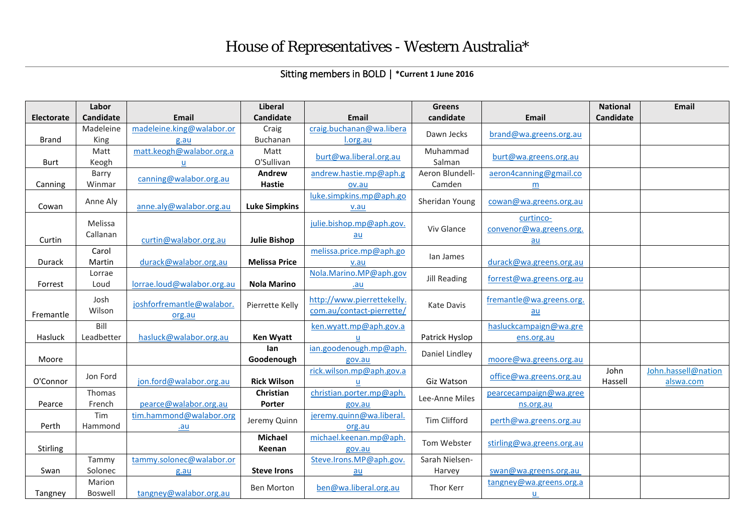# House of Representatives - Western Australia*

Sitting members in BOLD | ***Current 1 June 2016**

| Electorate | Labor Candidate | Email | Liberal Candidate | Email | Greens candidate | Email | National Candidate | Email |
|---|---|---|---|---|---|---|---|---|
| Brand | Madeleine King | madeleine.king@walabor.org.au | Craig Buchanan | craig.buchanan@wa.liberal.org.au | Dawn Jecks | brand@wa.greens.org.au | | |
| Burt | Matt Keogh | matt.keogh@walabor.org.au | Matt O'Sullivan | burt@wa.liberal.org.au | Muhammad Salman | burt@wa.greens.org.au | | |
| Canning | Barry Winmar | canning@walabor.org.au | **Andrew Hastie** | andrew.hastie.mp@aph.gov.au | Aeron Blundell-Camden | aeron4canning@gmail.com | | |
| Cowan | Anne Aly | anne.aly@walabor.org.au | **Luke Simpkins** | luke.simpkins.mp@aph.gov.au | Sheridan Young | cowan@wa.greens.org.au | | |
| Curtin | Melissa Callanan | curtin@walabor.org.au | **Julie Bishop** | julie.bishop.mp@aph.gov.au | Viv Glance | curtinco-convenor@wa.greens.org.au | | |
| Durack | Carol Martin | durack@walabor.org.au | **Melissa Price** | melissa.price.mp@aph.gov.au | Ian James | durack@wa.greens.org.au | | |
| Forrest | Lorrae Loud | lorrae.loud@walabor.org.au | **Nola Marino** | Nola.Marino.MP@aph.gov.au | Jill Reading | forrest@wa.greens.org.au | | |
| Fremantle | Josh Wilson | joshforfremantle@walabor.org.au | Pierrette Kelly | http://www.pierrettekelly.com.au/contact-pierrette/ | Kate Davis | fremantle@wa.greens.org.au | | |
| Hasluck | Bill Leadbetter | hasluck@walabor.org.au | **Ken Wyatt** | ken.wyatt.mp@aph.gov.au | Patrick Hyslop | hasluckcampaign@wa.greens.org.au | | |
| Moore | | | **Ian Goodenough** | ian.goodenough.mp@aph.gov.au | Daniel Lindley | moore@wa.greens.org.au | | |
| O'Connor | Jon Ford | jon.ford@walabor.org.au | **Rick Wilson** | rick.wilson.mp@aph.gov.au | Giz Watson | office@wa.greens.org.au | John Hassell | John.hassell@nationalswa.com |
| Pearce | Thomas French | pearce@walabor.org.au | **Christian Porter** | christian.porter.mp@aph.gov.au | Lee-Anne Miles | pearcecampaign@wa.greens.org.au | | |
| Perth | Tim Hammond | tim.hammond@walabor.org.au | Jeremy Quinn | jeremy.quinn@wa.liberal.org.au | Tim Clifford | perth@wa.greens.org.au | | |
| Stirling | | | **Michael Keenan** | michael.keenan.mp@aph.gov.au | Tom Webster | stirling@wa.greens.org.au | | |
| Swan | Tammy Solonec | tammy.solonec@walabor.org.au | **Steve Irons** | Steve.Irons.MP@aph.gov.au | Sarah Nielsen-Harvey | swan@wa.greens.org.au | | |
| Tangney | Marion Boswell | tangney@walabor.org.au | Ben Morton | ben@wa.liberal.org.au | Thor Kerr | tangney@wa.greens.org.au | | |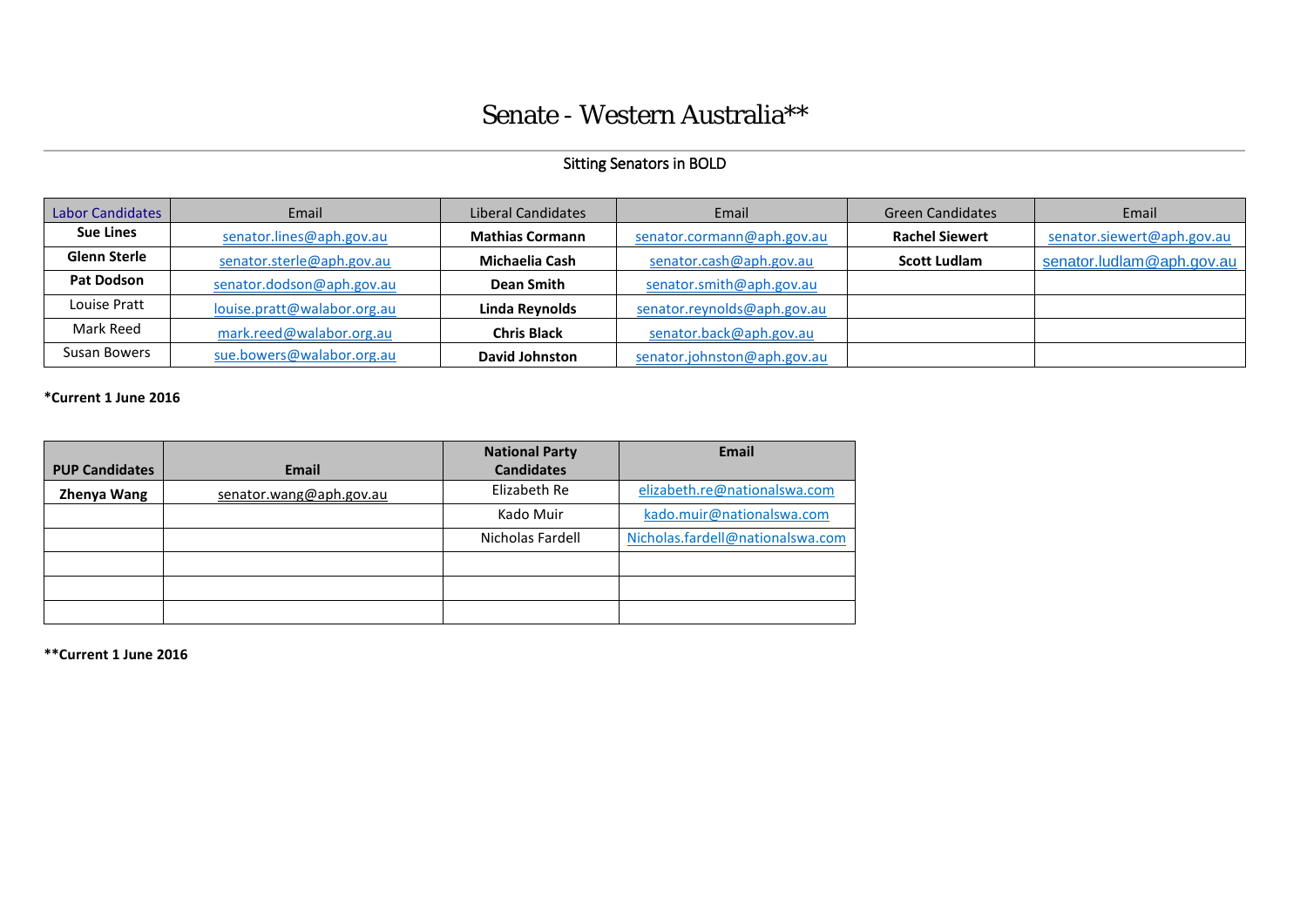# Senate - Western Australia**

Sitting Senators in BOLD

| Labor Candidates | Email | Liberal Candidates | Email | Green Candidates | Email |
|---|---|---|---|---|---|
| **Sue Lines** | senator.lines@aph.gov.au | **Mathias Cormann** | senator.cormann@aph.gov.au | **Rachel Siewert** | senator.siewert@aph.gov.au |
| **Glenn Sterle** | senator.sterle@aph.gov.au | **Michaelia Cash** | senator.cash@aph.gov.au | **Scott Ludlam** | senator.ludlam@aph.gov.au |
| **Pat Dodson** | senator.dodson@aph.gov.au | **Dean Smith** | senator.smith@aph.gov.au | | |
| Louise Pratt | louise.pratt@walabor.org.au | **Linda Reynolds** | senator.reynolds@aph.gov.au | | |
| Mark Reed | mark.reed@walabor.org.au | **Chris Black** | senator.back@aph.gov.au | | |
| Susan Bowers | sue.bowers@walabor.org.au | **David Johnston** | senator.johnston@aph.gov.au | | |

***Current 1 June 2016**

| **PUP Candidates** | **Email** | **National Party Candidates** | **Email** |
|---|---|---|---|
| **Zhenya Wang** | senator.wang@aph.gov.au | Elizabeth Re | elizabeth.re@nationalswa.com |
| | | Kado Muir | kado.muir@nationalswa.com |
| | | Nicholas Fardell | Nicholas.fardell@nationalswa.com |
| | | | |
| | | | |
| | | | |

****Current 1 June 2016**